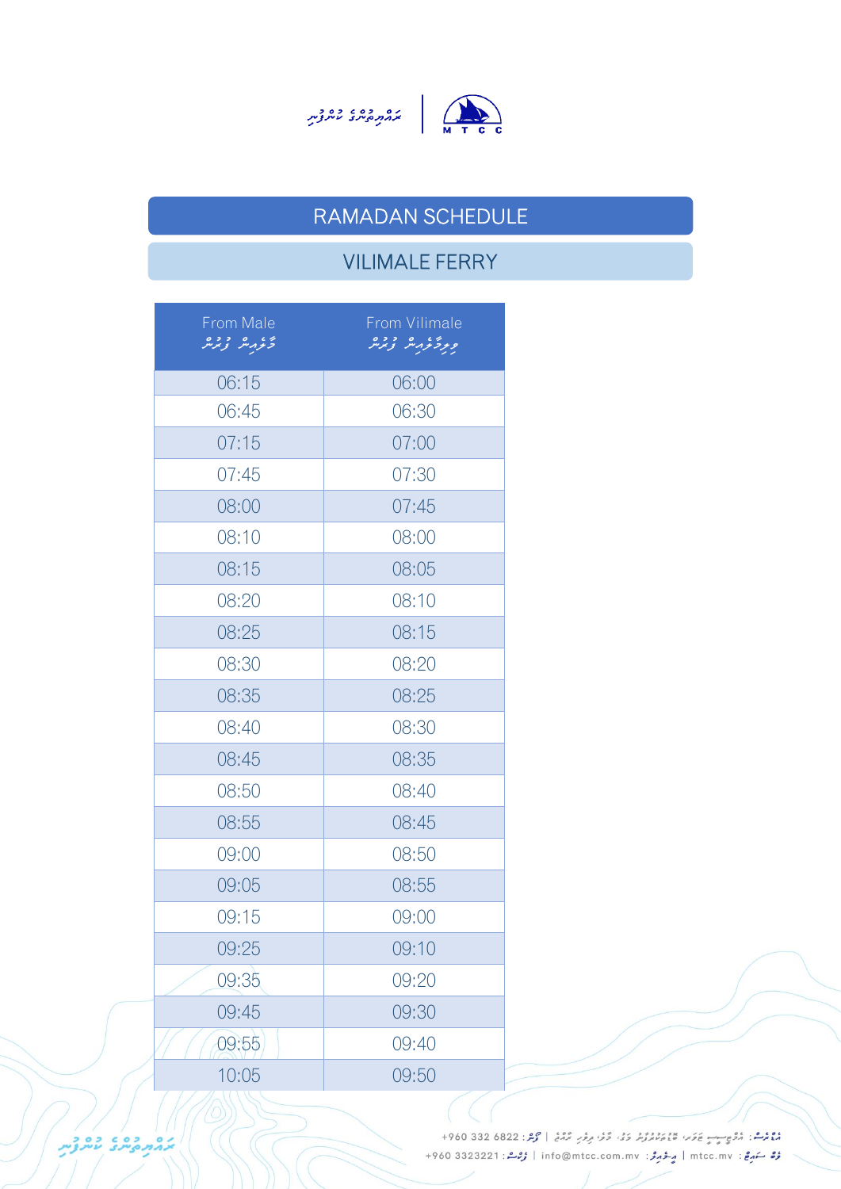# RAMADAN SCHEDULE

## VILIMALE FERRY

| From Male<br>މާލެއިން ފުރުން | From Vilimale<br>ވިލިމާލެއިން ފުރުން |
|---|---|
| 06:15 | 06:00 |
| 06:45 | 06:30 |
| 07:15 | 07:00 |
| 07:45 | 07:30 |
| 08:00 | 07:45 |
| 08:10 | 08:00 |
| 08:15 | 08:05 |
| 08:20 | 08:10 |
| 08:25 | 08:15 |
| 08:30 | 08:20 |
| 08:35 | 08:25 |
| 08:40 | 08:30 |
| 08:45 | 08:35 |
| 08:50 | 08:40 |
| 08:55 | 08:45 |
| 09:00 | 08:50 |
| 09:05 | 08:55 |
| 09:15 | 09:00 |
| 09:25 | 09:10 |
| 09:35 | 09:20 |
| 09:45 | 09:30 |
| 09:55 | 09:40 |
| 10:05 | 09:50 |

+960 332 6822 | info@mtcc.com.mv | mtcc.mv | +960 3323221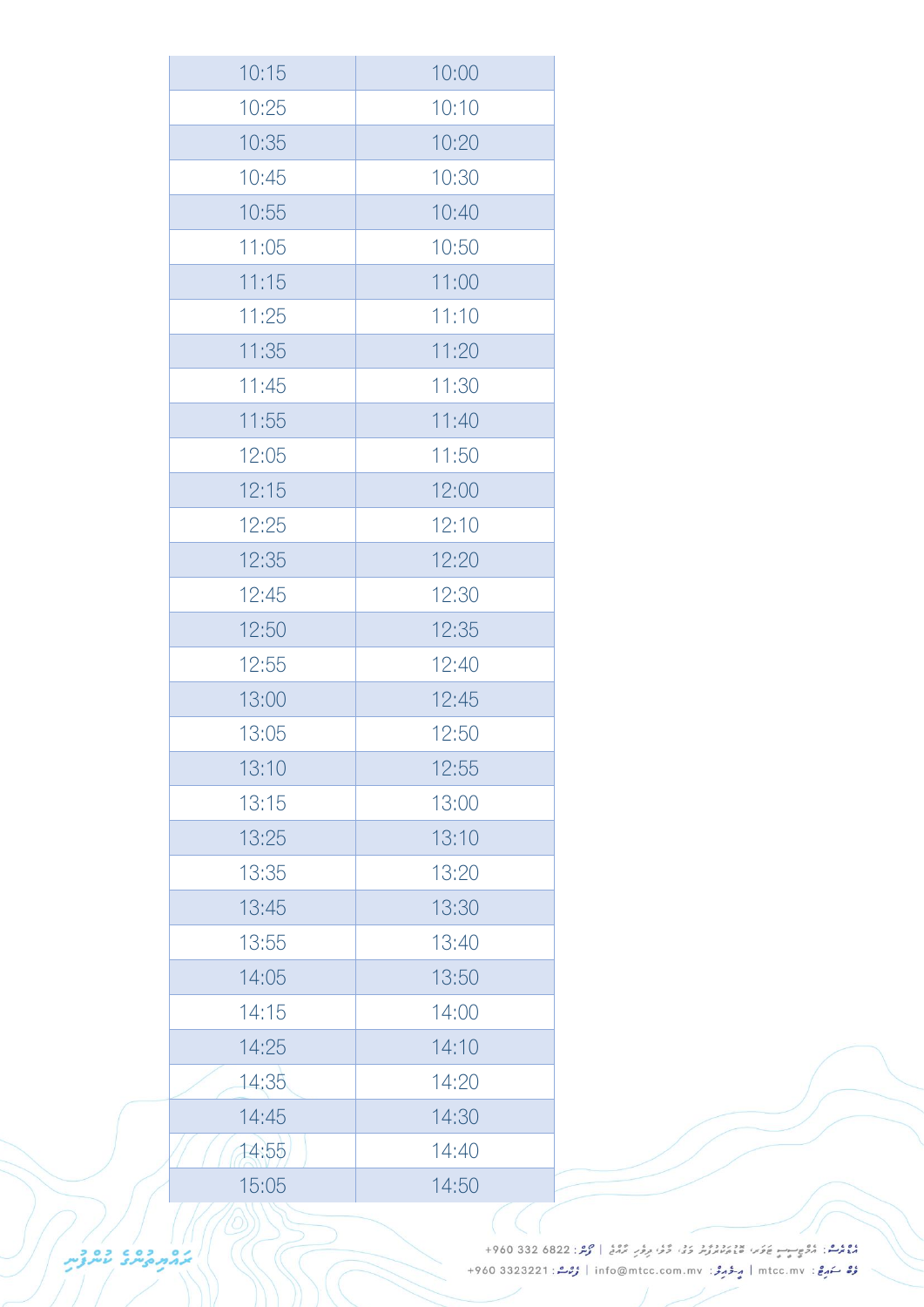| 10:15 | 10:00 |
|---|---|
| 10:25 | 10:10 |
| 10:35 | 10:20 |
| 10:45 | 10:30 |
| 10:55 | 10:40 |
| 11:05 | 10:50 |
| 11:15 | 11:00 |
| 11:25 | 11:10 |
| 11:35 | 11:20 |
| 11:45 | 11:30 |
| 11:55 | 11:40 |
| 12:05 | 11:50 |
| 12:15 | 12:00 |
| 12:25 | 12:10 |
| 12:35 | 12:20 |
| 12:45 | 12:30 |
| 12:50 | 12:35 |
| 12:55 | 12:40 |
| 13:00 | 12:45 |
| 13:05 | 12:50 |
| 13:10 | 12:55 |
| 13:15 | 13:00 |
| 13:25 | 13:10 |
| 13:35 | 13:20 |
| 13:45 | 13:30 |
| 13:55 | 13:40 |
| 14:05 | 13:50 |
| 14:15 | 14:00 |
| 14:25 | 14:10 |
| 14:35 | 14:20 |
| 14:45 | 14:30 |
| 14:55 | 14:40 |
| 15:05 | 14:50 |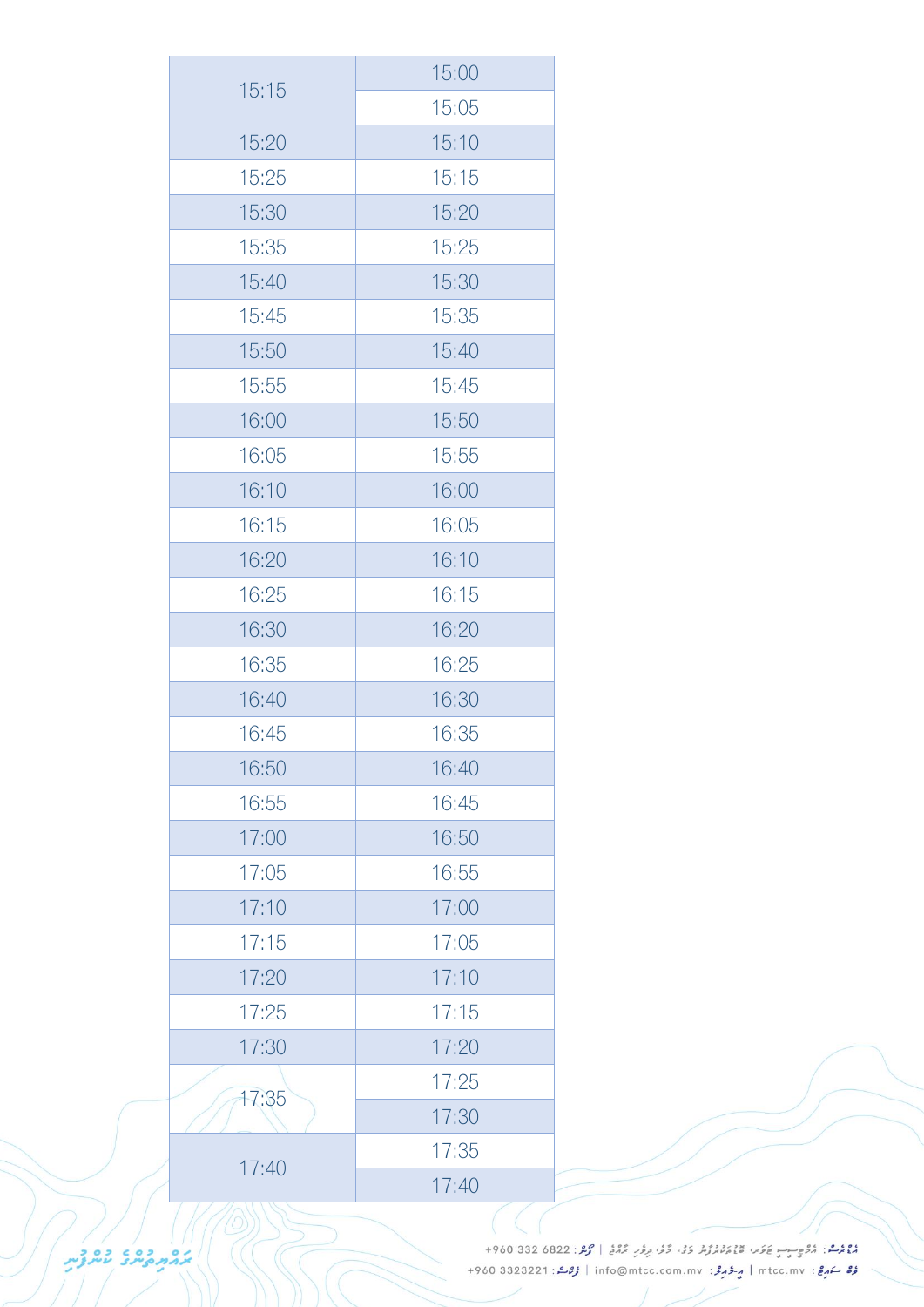| | |
|---|---|
| 15:15 | 15:00 |
| | 15:05 |
| 15:20 | 15:10 |
| 15:25 | 15:15 |
| 15:30 | 15:20 |
| 15:35 | 15:25 |
| 15:40 | 15:30 |
| 15:45 | 15:35 |
| 15:50 | 15:40 |
| 15:55 | 15:45 |
| 16:00 | 15:50 |
| 16:05 | 15:55 |
| 16:10 | 16:00 |
| 16:15 | 16:05 |
| 16:20 | 16:10 |
| 16:25 | 16:15 |
| 16:30 | 16:20 |
| 16:35 | 16:25 |
| 16:40 | 16:30 |
| 16:45 | 16:35 |
| 16:50 | 16:40 |
| 16:55 | 16:45 |
| 17:00 | 16:50 |
| 17:05 | 16:55 |
| 17:10 | 17:00 |
| 17:15 | 17:05 |
| 17:20 | 17:10 |
| 17:25 | 17:15 |
| 17:30 | 17:20 |
| 17:35 | 17:25 |
| | 17:30 |
| 17:40 | 17:35 |
| | 17:40 |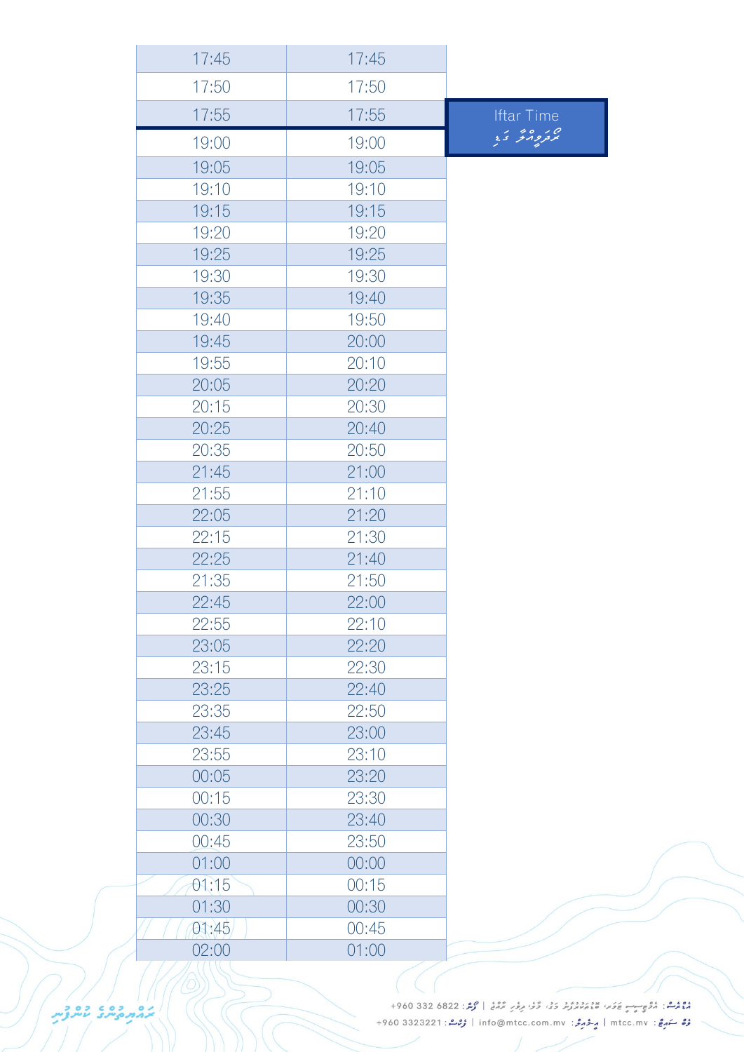| | |
|---|---|
| 17:45 | 17:45 |
| 17:50 | 17:50 |
| 17:55 | 17:55 |
| 19:00 | 19:00 |
| 19:05 | 19:05 |
| 19:10 | 19:10 |
| 19:15 | 19:15 |
| 19:20 | 19:20 |
| 19:25 | 19:25 |
| 19:30 | 19:30 |
| 19:35 | 19:40 |
| 19:40 | 19:50 |
| 19:45 | 20:00 |
| 19:55 | 20:10 |
| 20:05 | 20:20 |
| 20:15 | 20:30 |
| 20:25 | 20:40 |
| 20:35 | 20:50 |
| 21:45 | 21:00 |
| 21:55 | 21:10 |
| 22:05 | 21:20 |
| 22:15 | 21:30 |
| 22:25 | 21:40 |
| 21:35 | 21:50 |
| 22:45 | 22:00 |
| 22:55 | 22:10 |
| 23:05 | 22:20 |
| 23:15 | 22:30 |
| 23:25 | 22:40 |
| 23:35 | 22:50 |
| 23:45 | 23:00 |
| 23:55 | 23:10 |
| 00:05 | 23:20 |
| 00:15 | 23:30 |
| 00:30 | 23:40 |
| 00:45 | 23:50 |
| 01:00 | 00:00 |
| 01:15 | 00:15 |
| 01:30 | 00:30 |
| 01:45 | 00:45 |
| 02:00 | 01:00 |

Iftar Time
ރޯދަވީއްލާ ގަޑި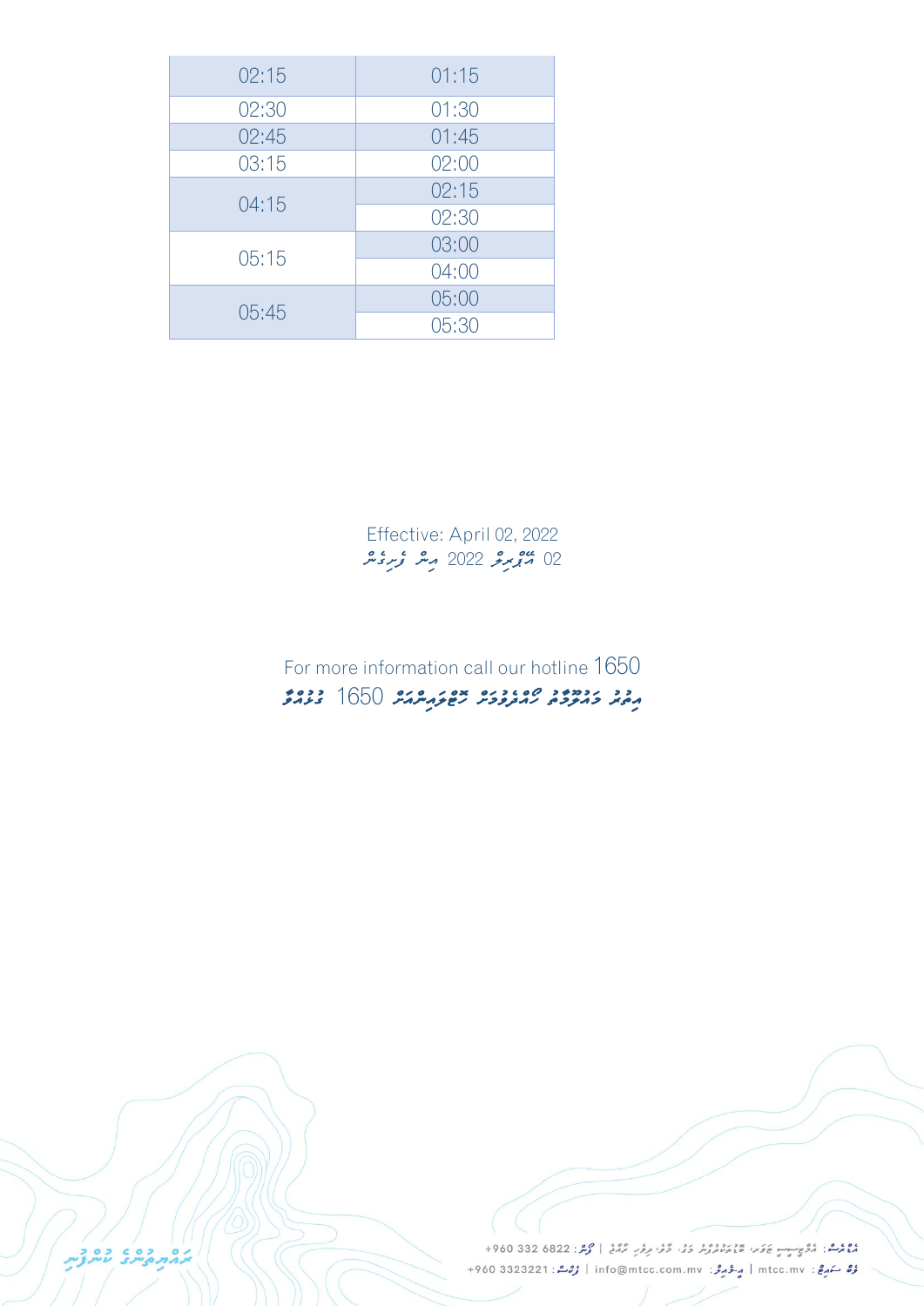| 02:15 | 01:15 |
| --- | --- |
| 02:30 | 01:30 |
| 02:45 | 01:45 |
| 03:15 | 02:00 |
| 04:15 | 02:15 |
| | 02:30 |
| 05:15 | 03:00 |
| | 04:00 |
| 05:45 | 05:00 |
| | 05:30 |

Effective: April 02, 2022

02 އޭޕްރިލް 2022 އިން ފެށިގެން

For more information call our hotline 1650

އިތުރު މައުލޫމާތު ހޯދުމަށް ހޮޓްލައިނަށް 1650 ގުޅުއްވާ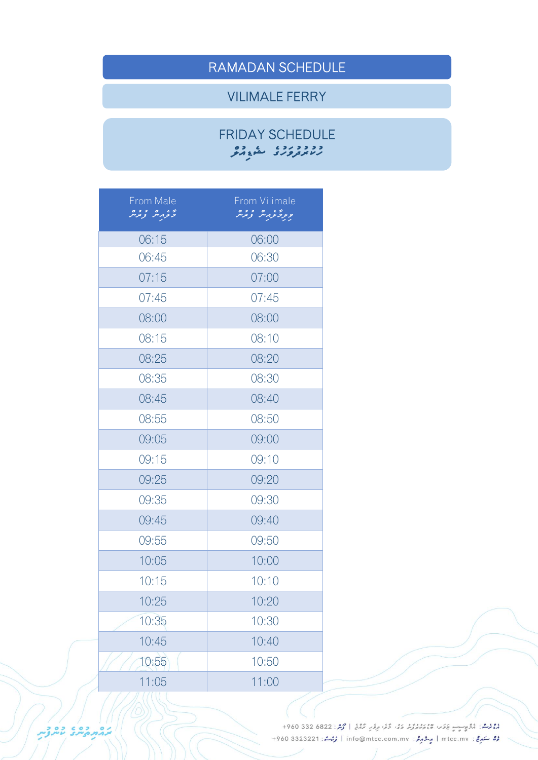# RAMADAN SCHEDULE

## VILIMALE FERRY

### FRIDAY SCHEDULE
### ހުކުރުދުވަހުގެ ޝެޑިއުލް

| From Male<br>މާލެއިން ފުރުން | From Vilimale<br>ވިލިމާލެއިން ފުރުން |
|---|---|
| 06:15 | 06:00 |
| 06:45 | 06:30 |
| 07:15 | 07:00 |
| 07:45 | 07:45 |
| 08:00 | 08:00 |
| 08:15 | 08:10 |
| 08:25 | 08:20 |
| 08:35 | 08:30 |
| 08:45 | 08:40 |
| 08:55 | 08:50 |
| 09:05 | 09:00 |
| 09:15 | 09:10 |
| 09:25 | 09:20 |
| 09:35 | 09:30 |
| 09:45 | 09:40 |
| 09:55 | 09:50 |
| 10:05 | 10:00 |
| 10:15 | 10:10 |
| 10:25 | 10:20 |
| 10:35 | 10:30 |
| 10:45 | 10:40 |
| 10:55 | 10:50 |
| 11:05 | 11:00 |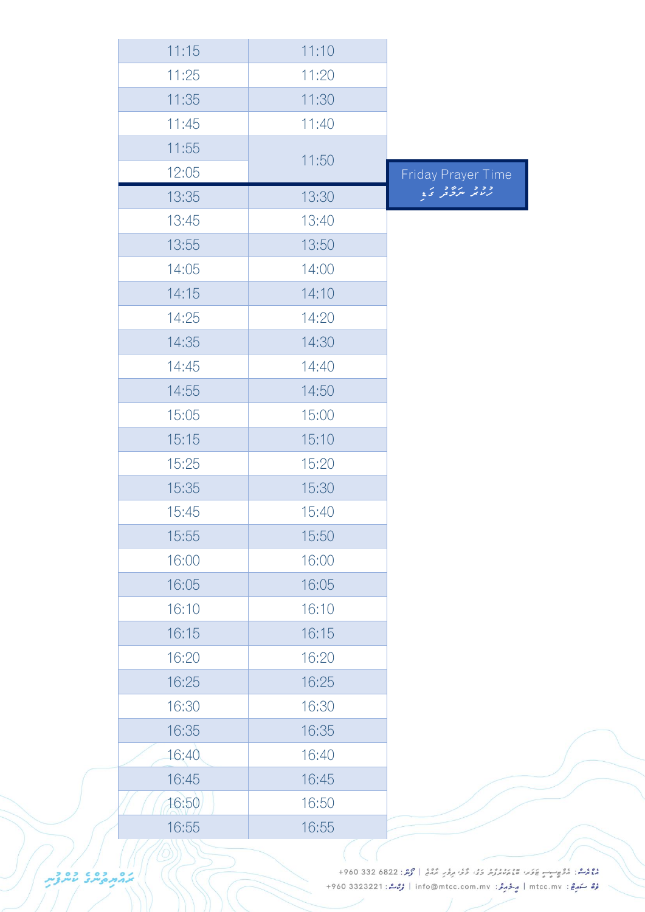| | |
|---|---|
| 11:15 | 11:10 |
| 11:25 | 11:20 |
| 11:35 | 11:30 |
| 11:45 | 11:40 |
| 11:55 | 11:50 |
| 12:05 | |
| 13:35 | 13:30 |
| 13:45 | 13:40 |
| 13:55 | 13:50 |
| 14:05 | 14:00 |
| 14:15 | 14:10 |
| 14:25 | 14:20 |
| 14:35 | 14:30 |
| 14:45 | 14:40 |
| 14:55 | 14:50 |
| 15:05 | 15:00 |
| 15:15 | 15:10 |
| 15:25 | 15:20 |
| 15:35 | 15:30 |
| 15:45 | 15:40 |
| 15:55 | 15:50 |
| 16:00 | 16:00 |
| 16:05 | 16:05 |
| 16:10 | 16:10 |
| 16:15 | 16:15 |
| 16:20 | 16:20 |
| 16:25 | 16:25 |
| 16:30 | 16:30 |
| 16:35 | 16:35 |
| 16:40 | 16:40 |
| 16:45 | 16:45 |
| 16:50 | 16:50 |
| 16:55 | 16:55 |

Friday Prayer Time
ހުކުރު ނަމާދު ވަގުތު

+960 332 6822 | info@mtcc.com.mv | mtcc.mv | +960 3323221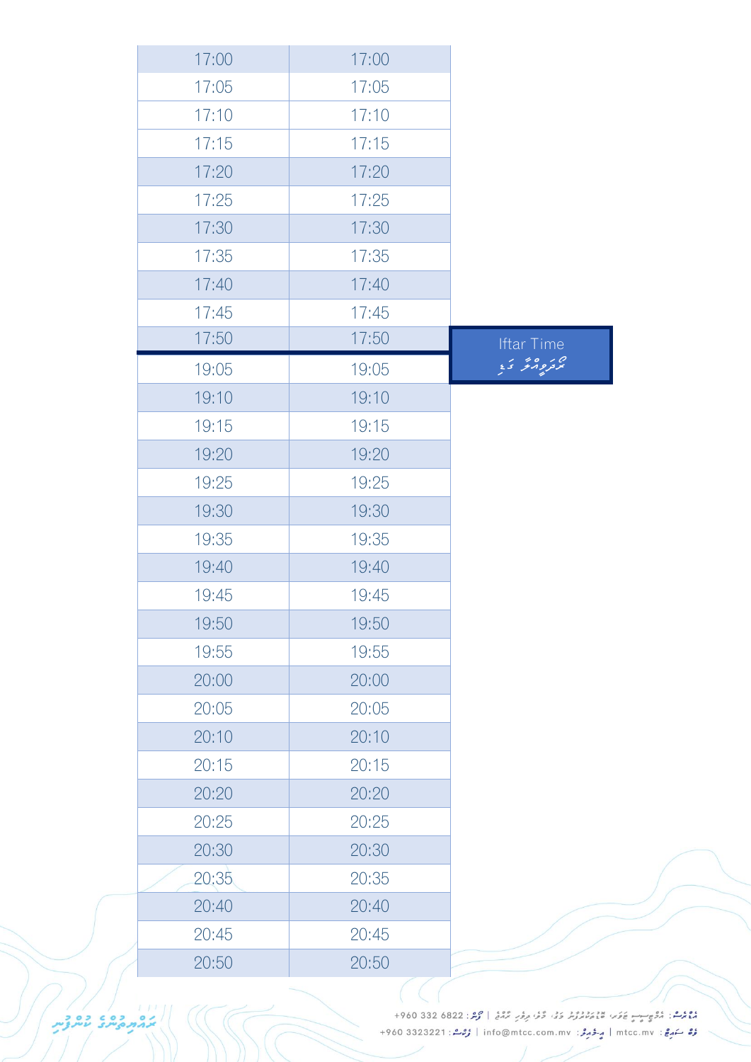| | |
|---|---|
| 17:00 | 17:00 |
| 17:05 | 17:05 |
| 17:10 | 17:10 |
| 17:15 | 17:15 |
| 17:20 | 17:20 |
| 17:25 | 17:25 |
| 17:30 | 17:30 |
| 17:35 | 17:35 |
| 17:40 | 17:40 |
| 17:45 | 17:45 |
| 17:50 | 17:50 |
| 19:05 | 19:05 |
| 19:10 | 19:10 |
| 19:15 | 19:15 |
| 19:20 | 19:20 |
| 19:25 | 19:25 |
| 19:30 | 19:30 |
| 19:35 | 19:35 |
| 19:40 | 19:40 |
| 19:45 | 19:45 |
| 19:50 | 19:50 |
| 19:55 | 19:55 |
| 20:00 | 20:00 |
| 20:05 | 20:05 |
| 20:10 | 20:10 |
| 20:15 | 20:15 |
| 20:20 | 20:20 |
| 20:25 | 20:25 |
| 20:30 | 20:30 |
| 20:35 | 20:35 |
| 20:40 | 20:40 |
| 20:45 | 20:45 |
| 20:50 | 20:50 |

Iftar Time
ރޯދަވީއްލާ ގަޑި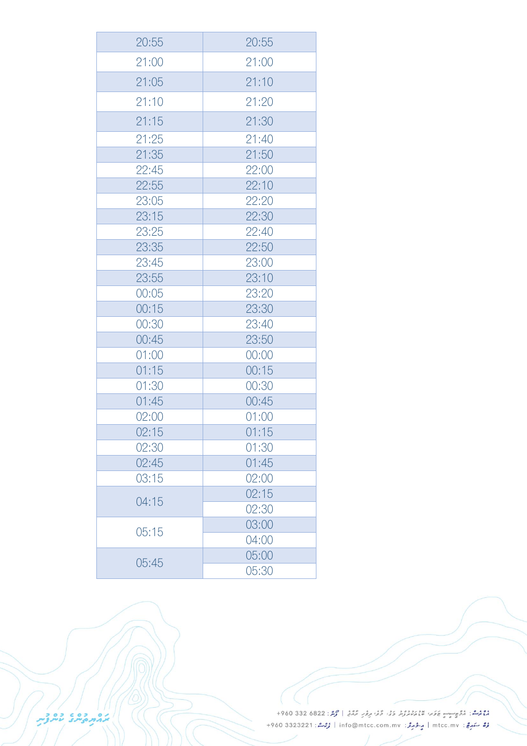| | |
|---|---|
| 20:55 | 20:55 |
| 21:00 | 21:00 |
| 21:05 | 21:10 |
| 21:10 | 21:20 |
| 21:15 | 21:30 |
| 21:25 | 21:40 |
| 21:35 | 21:50 |
| 22:45 | 22:00 |
| 22:55 | 22:10 |
| 23:05 | 22:20 |
| 23:15 | 22:30 |
| 23:25 | 22:40 |
| 23:35 | 22:50 |
| 23:45 | 23:00 |
| 23:55 | 23:10 |
| 00:05 | 23:20 |
| 00:15 | 23:30 |
| 00:30 | 23:40 |
| 00:45 | 23:50 |
| 01:00 | 00:00 |
| 01:15 | 00:15 |
| 01:30 | 00:30 |
| 01:45 | 00:45 |
| 02:00 | 01:00 |
| 02:15 | 01:15 |
| 02:30 | 01:30 |
| 02:45 | 01:45 |
| 03:15 | 02:00 |
| 04:15 | 02:15 |
| | 02:30 |
| 05:15 | 03:00 |
| | 04:00 |
| 05:45 | 05:00 |
| | 05:30 |